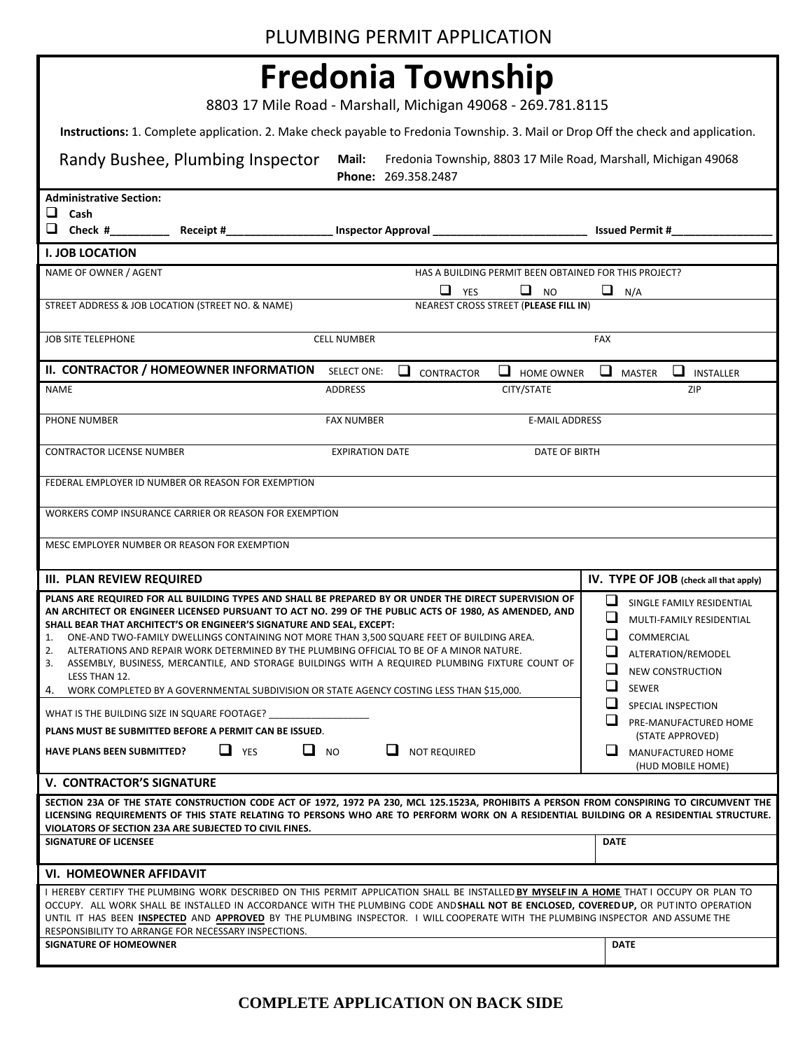PLUMBING PERMIT APPLICATION

# Fredonia Township

8803 17 Mile Road - Marshall, Michigan 49068 - 269.781.8115

**Instructions:** 1. Complete application. 2. Make check payable to Fredonia Township. 3. Mail or Drop Off the check and application.

Randy Bushee, Plumbing Inspector

**Mail:** Fredonia Township, 8803 17 Mile Road, Marshall, Michigan 49068
**Phone:** 269.358.2487

**Administrative Section:**

- ☐ **Cash**
- ☐ **Check #**__________ **Receipt #**__________________ **Inspector Approval** __________________________ **Issued Permit #**_________________

## I. JOB LOCATION

| NAME OF OWNER / AGENT | | HAS A BUILDING PERMIT BEEN OBTAINED FOR THIS PROJECT? ☐ YES ☐ NO ☐ N/A |
|---|---|---|
| STREET ADDRESS & JOB LOCATION (STREET NO. & NAME) | | NEAREST CROSS STREET (**PLEASE FILL IN**) |
| JOB SITE TELEPHONE | CELL NUMBER | FAX |

## II. CONTRACTOR / HOMEOWNER INFORMATION

SELECT ONE: ☐ CONTRACTOR ☐ HOME OWNER ☐ MASTER ☐ INSTALLER

| NAME | ADDRESS | CITY/STATE | ZIP |
|---|---|---|---|
| PHONE NUMBER | FAX NUMBER | E-MAIL ADDRESS | |
| CONTRACTOR LICENSE NUMBER | EXPIRATION DATE | DATE OF BIRTH | |
| FEDERAL EMPLOYER ID NUMBER OR REASON FOR EXEMPTION | | | |
| WORKERS COMP INSURANCE CARRIER OR REASON FOR EXEMPTION | | | |
| MESC EMPLOYER NUMBER OR REASON FOR EXEMPTION | | | |

## III. PLAN REVIEW REQUIRED

**PLANS ARE REQUIRED FOR ALL BUILDING TYPES AND SHALL BE PREPARED BY OR UNDER THE DIRECT SUPERVISION OF AN ARCHITECT OR ENGINEER LICENSED PURSUANT TO ACT NO. 299 OF THE PUBLIC ACTS OF 1980, AS AMENDED, AND SHALL BEAR THAT ARCHITECT'S OR ENGINEER'S SIGNATURE AND SEAL, EXCEPT:**

1. ONE-AND TWO-FAMILY DWELLINGS CONTAINING NOT MORE THAN 3,500 SQUARE FEET OF BUILDING AREA.
2. ALTERATIONS AND REPAIR WORK DETERMINED BY THE PLUMBING OFFICIAL TO BE OF A MINOR NATURE.
3. ASSEMBLY, BUSINESS, MERCANTILE, AND STORAGE BUILDINGS WITH A REQUIRED PLUMBING FIXTURE COUNT OF LESS THAN 12.
4. WORK COMPLETED BY A GOVERNMENTAL SUBDIVISION OR STATE AGENCY COSTING LESS THAN $15,000.

WHAT IS THE BUILDING SIZE IN SQUARE FOOTAGE? ___________________

**PLANS MUST BE SUBMITTED BEFORE A PERMIT CAN BE ISSUED**.

**HAVE PLANS BEEN SUBMITTED?** ☐ YES ☐ NO ☐ NOT REQUIRED

## IV. TYPE OF JOB (check all that apply)

- ☐ SINGLE FAMILY RESIDENTIAL
- ☐ MULTI-FAMILY RESIDENTIAL
- ☐ COMMERCIAL
- ☐ ALTERATION/REMODEL
- ☐ NEW CONSTRUCTION
- ☐ SEWER
- ☐ SPECIAL INSPECTION
- ☐ PRE-MANUFACTURED HOME (STATE APPROVED)
- ☐ MANUFACTURED HOME (HUD MOBILE HOME)

## V. CONTRACTOR'S SIGNATURE

**SECTION 23A OF THE STATE CONSTRUCTION CODE ACT OF 1972, 1972 PA 230, MCL 125.1523A, PROHIBITS A PERSON FROM CONSPIRING TO CIRCUMVENT THE LICENSING REQUIREMENTS OF THIS STATE RELATING TO PERSONS WHO ARE TO PERFORM WORK ON A RESIDENTIAL BUILDING OR A RESIDENTIAL STRUCTURE. VIOLATORS OF SECTION 23A ARE SUBJECTED TO CIVIL FINES.**

| SIGNATURE OF LICENSEE | DATE |
|---|---|
| | |

## VI. HOMEOWNER AFFIDAVIT

I HEREBY CERTIFY THE PLUMBING WORK DESCRIBED ON THIS PERMIT APPLICATION SHALL BE INSTALLED **BY MYSELF IN A HOME** THAT I OCCUPY OR PLAN TO OCCUPY. ALL WORK SHALL BE INSTALLED IN ACCORDANCE WITH THE PLUMBING CODE AND **SHALL NOT BE ENCLOSED, COVERED UP,** OR PUT INTO OPERATION UNTIL IT HAS BEEN **INSPECTED** AND **APPROVED** BY THE PLUMBING INSPECTOR. I WILL COOPERATE WITH THE PLUMBING INSPECTOR AND ASSUME THE RESPONSIBILITY TO ARRANGE FOR NECESSARY INSPECTIONS.

| SIGNATURE OF HOMEOWNER | DATE |
|---|---|
| | |

**COMPLETE APPLICATION ON BACK SIDE**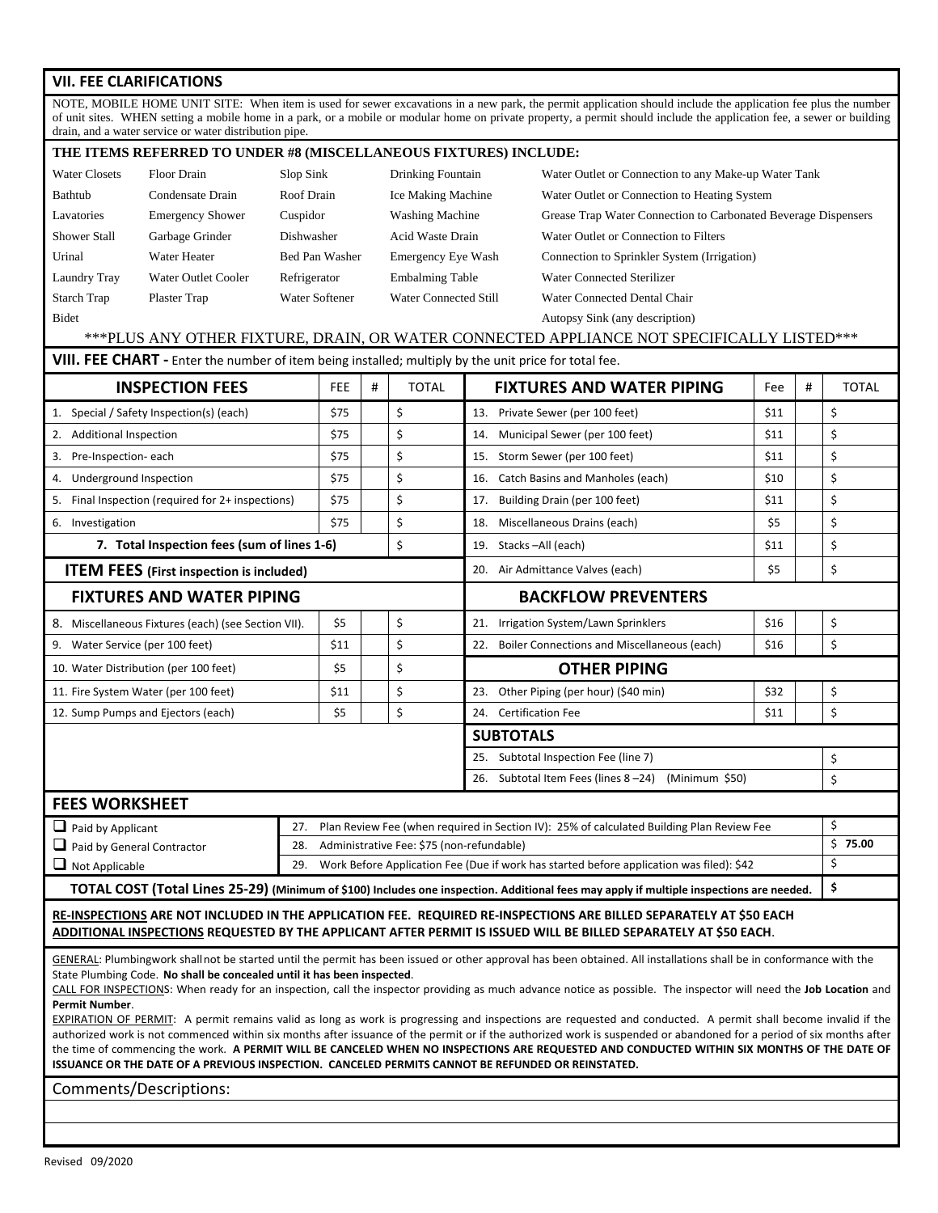## VII. FEE CLARIFICATIONS

NOTE, MOBILE HOME UNIT SITE: When item is used for sewer excavations in a new park, the permit application should include the application fee plus the number of unit sites. WHEN setting a mobile home in a park, or a mobile or modular home on private property, a permit should include the application fee, a sewer or building drain, and a water service or water distribution pipe.

**THE ITEMS REFERRED TO UNDER #8 (MISCELLANEOUS FIXTURES) INCLUDE:**

| | | | | |
|---|---|---|---|---|
| Water Closets | Floor Drain | Slop Sink | Drinking Fountain | Water Outlet or Connection to any Make-up Water Tank |
| Bathtub | Condensate Drain | Roof Drain | Ice Making Machine | Water Outlet or Connection to Heating System |
| Lavatories | Emergency Shower | Cuspidor | Washing Machine | Grease Trap Water Connection to Carbonated Beverage Dispensers |
| Shower Stall | Garbage Grinder | Dishwasher | Acid Waste Drain | Water Outlet or Connection to Filters |
| Urinal | Water Heater | Bed Pan Washer | Emergency Eye Wash | Connection to Sprinkler System (Irrigation) |
| Laundry Tray | Water Outlet Cooler | Refrigerator | Embalming Table | Water Connected Sterilizer |
| Starch Trap | Plaster Trap | Water Softener | Water Connected Still | Water Connected Dental Chair |
| Bidet | | | | Autopsy Sink (any description) |

***PLUS ANY OTHER FIXTURE, DRAIN, OR WATER CONNECTED APPLIANCE NOT SPECIFICALLY LISTED***

## VIII. FEE CHART - Enter the number of item being installed; multiply by the unit price for total fee.

| INSPECTION FEES | FEE | # | TOTAL | FIXTURES AND WATER PIPING | Fee | # | TOTAL |
|---|---|---|---|---|---|---|---|
| 1. Special / Safety Inspection(s) (each) | $75 | | $ | 13. Private Sewer (per 100 feet) | $11 | | $ |
| 2. Additional Inspection | $75 | | $ | 14. Municipal Sewer (per 100 feet) | $11 | | $ |
| 3. Pre-Inspection- each | $75 | | $ | 15. Storm Sewer (per 100 feet) | $11 | | $ |
| 4. Underground Inspection | $75 | | $ | 16. Catch Basins and Manholes (each) | $10 | | $ |
| 5. Final Inspection (required for 2+ inspections) | $75 | | $ | 17. Building Drain (per 100 feet) | $11 | | $ |
| 6. Investigation | $75 | | $ | 18. Miscellaneous Drains (each) | $5 | | $ |
| **7. Total Inspection fees (sum of lines 1-6)** | | | $ | 19. Stacks –All (each) | $11 | | $ |
| **ITEM FEES (First inspection is included)** | | | | 20. Air Admittance Valves (each) | $5 | | $ |
| **FIXTURES AND WATER PIPING** | | | | **BACKFLOW PREVENTERS** | | | |
| 8. Miscellaneous Fixtures (each) (see Section VII). | $5 | | $ | 21. Irrigation System/Lawn Sprinklers | $16 | | $ |
| 9. Water Service (per 100 feet) | $11 | | $ | 22. Boiler Connections and Miscellaneous (each) | $16 | | $ |
| 10. Water Distribution (per 100 feet) | $5 | | $ | **OTHER PIPING** | | | |
| 11. Fire System Water (per 100 feet) | $11 | | $ | 23. Other Piping (per hour) ($40 min) | $32 | | $ |
| 12. Sump Pumps and Ejectors (each) | $5 | | $ | 24. Certification Fee | $11 | | $ |
| | | | | **SUBTOTALS** | | | |
| | | | | 25. Subtotal Inspection Fee (line 7) | | | $ |
| | | | | 26. Subtotal Item Fees (lines 8 –24) (Minimum $50) | | | $ |

## FEES WORKSHEET

| | | |
|---|---|---|
| ☐ Paid by Applicant | 27. Plan Review Fee (when required in Section IV): 25% of calculated Building Plan Review Fee | $ |
| ☐ Paid by General Contractor | 28. Administrative Fee: $75 (non-refundable) | $ **75.00** |
| ☐ Not Applicable | 29. Work Before Application Fee (Due if work has started before application was filed): $42 | $ |
| **TOTAL COST (Total Lines 25-29)** **(Minimum of $100) Includes one inspection. Additional fees may apply if multiple inspections are needed.** | | **$** |

**RE-INSPECTIONS ARE NOT INCLUDED IN THE APPLICATION FEE. REQUIRED RE-INSPECTIONS ARE BILLED SEPARATELY AT $50 EACH**
**ADDITIONAL INSPECTIONS REQUESTED BY THE APPLICANT AFTER PERMIT IS ISSUED WILL BE BILLED SEPARATELY AT $50 EACH.**

GENERAL: Plumbingwork shallnot be started until the permit has been issued or other approval has been obtained. All installations shall be in conformance with the State Plumbing Code. **No shall be concealed until it has been inspected**.

CALL FOR INSPECTIONS: When ready for an inspection, call the inspector providing as much advance notice as possible. The inspector will need the **Job Location** and **Permit Number**.

EXPIRATION OF PERMIT: A permit remains valid as long as work is progressing and inspections are requested and conducted. A permit shall become invalid if the authorized work is not commenced within six months after issuance of the permit or if the authorized work is suspended or abandoned for a period of six months after the time of commencing the work. **A PERMIT WILL BE CANCELED WHEN NO INSPECTIONS ARE REQUESTED AND CONDUCTED WITHIN SIX MONTHS OF THE DATE OF ISSUANCE OR THE DATE OF A PREVIOUS INSPECTION. CANCELED PERMITS CANNOT BE REFUNDED OR REINSTATED.**

Comments/Descriptions:

Revised 09/2020